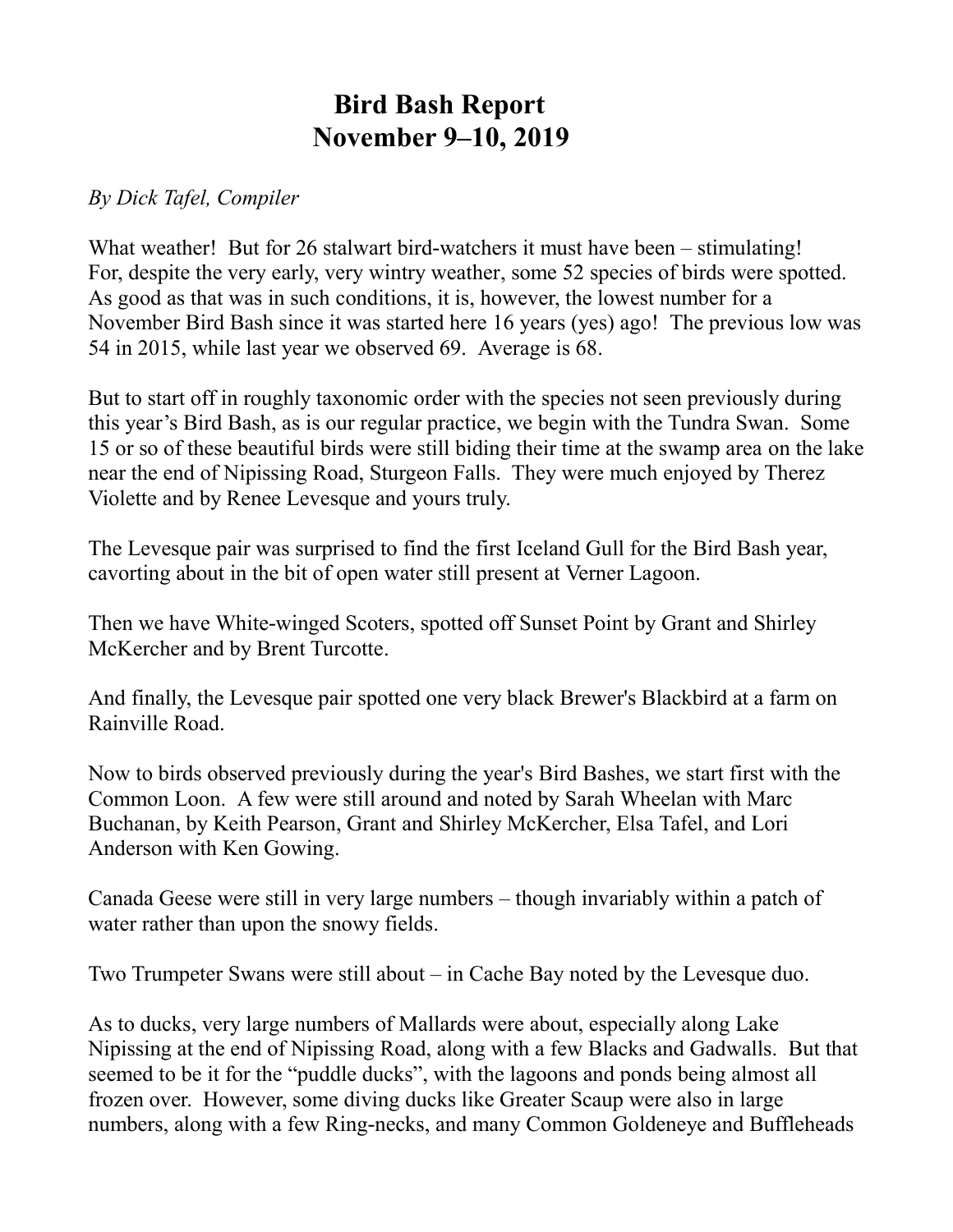# Bird Bash Report
# November 9–10, 2019

*By Dick Tafel, Compiler*

What weather! But for 26 stalwart bird-watchers it must have been – stimulating! For, despite the very early, very wintry weather, some 52 species of birds were spotted. As good as that was in such conditions, it is, however, the lowest number for a November Bird Bash since it was started here 16 years (yes) ago! The previous low was 54 in 2015, while last year we observed 69. Average is 68.

But to start off in roughly taxonomic order with the species not seen previously during this year's Bird Bash, as is our regular practice, we begin with the Tundra Swan. Some 15 or so of these beautiful birds were still biding their time at the swamp area on the lake near the end of Nipissing Road, Sturgeon Falls. They were much enjoyed by Therez Violette and by Renee Levesque and yours truly.

The Levesque pair was surprised to find the first Iceland Gull for the Bird Bash year, cavorting about in the bit of open water still present at Verner Lagoon.

Then we have White-winged Scoters, spotted off Sunset Point by Grant and Shirley McKercher and by Brent Turcotte.

And finally, the Levesque pair spotted one very black Brewer's Blackbird at a farm on Rainville Road.

Now to birds observed previously during the year's Bird Bashes, we start first with the Common Loon. A few were still around and noted by Sarah Wheelan with Marc Buchanan, by Keith Pearson, Grant and Shirley McKercher, Elsa Tafel, and Lori Anderson with Ken Gowing.

Canada Geese were still in very large numbers – though invariably within a patch of water rather than upon the snowy fields.

Two Trumpeter Swans were still about – in Cache Bay noted by the Levesque duo.

As to ducks, very large numbers of Mallards were about, especially along Lake Nipissing at the end of Nipissing Road, along with a few Blacks and Gadwalls. But that seemed to be it for the "puddle ducks", with the lagoons and ponds being almost all frozen over. However, some diving ducks like Greater Scaup were also in large numbers, along with a few Ring-necks, and many Common Goldeneye and Buffleheads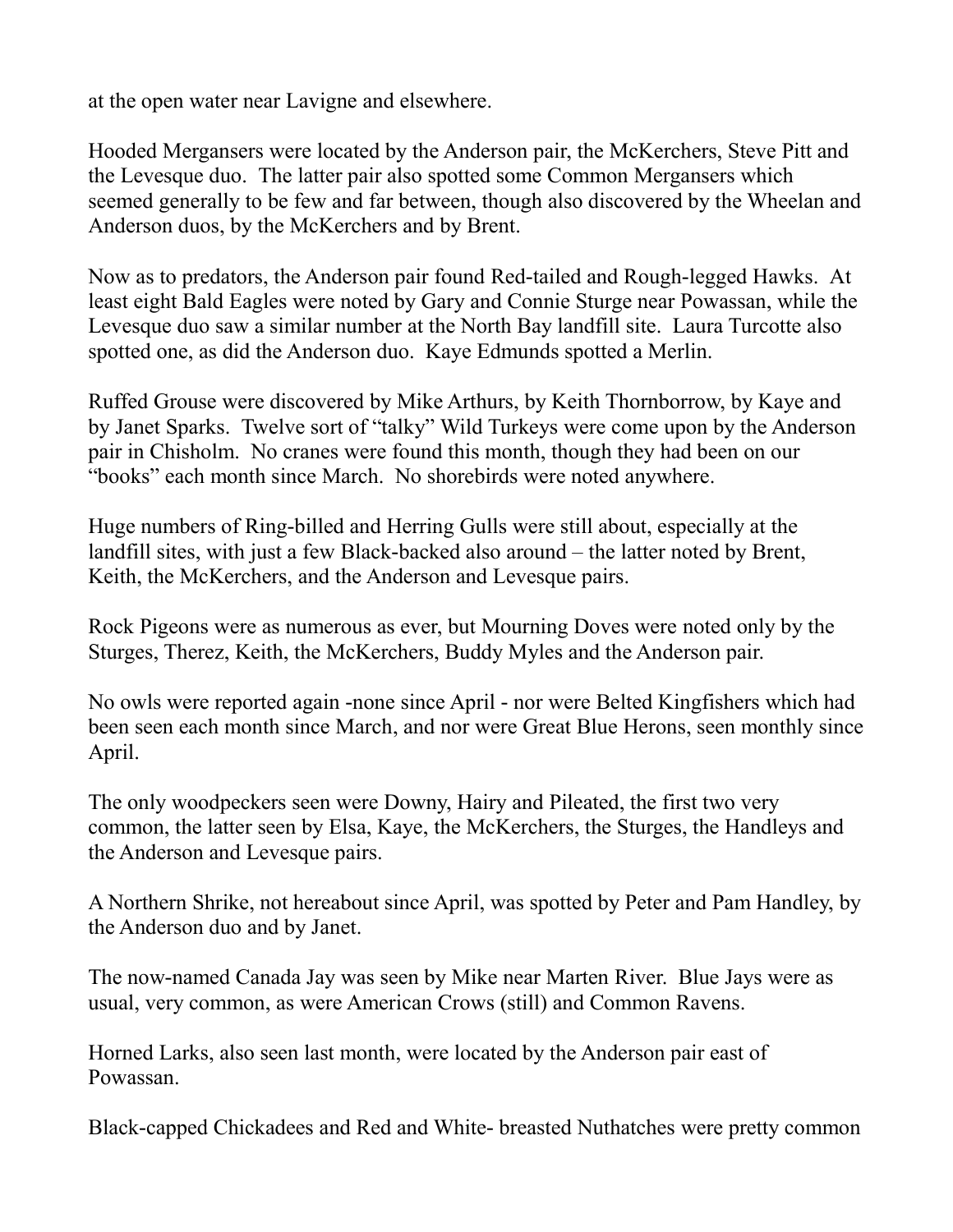at the open water near Lavigne and elsewhere.

Hooded Mergansers were located by the Anderson pair, the McKerchers, Steve Pitt and the Levesque duo. The latter pair also spotted some Common Mergansers which seemed generally to be few and far between, though also discovered by the Wheelan and Anderson duos, by the McKerchers and by Brent.

Now as to predators, the Anderson pair found Red-tailed and Rough-legged Hawks. At least eight Bald Eagles were noted by Gary and Connie Sturge near Powassan, while the Levesque duo saw a similar number at the North Bay landfill site. Laura Turcotte also spotted one, as did the Anderson duo. Kaye Edmunds spotted a Merlin.

Ruffed Grouse were discovered by Mike Arthurs, by Keith Thornborrow, by Kaye and by Janet Sparks. Twelve sort of "talky" Wild Turkeys were come upon by the Anderson pair in Chisholm. No cranes were found this month, though they had been on our "books" each month since March. No shorebirds were noted anywhere.

Huge numbers of Ring-billed and Herring Gulls were still about, especially at the landfill sites, with just a few Black-backed also around – the latter noted by Brent, Keith, the McKerchers, and the Anderson and Levesque pairs.

Rock Pigeons were as numerous as ever, but Mourning Doves were noted only by the Sturges, Therez, Keith, the McKerchers, Buddy Myles and the Anderson pair.

No owls were reported again -none since April - nor were Belted Kingfishers which had been seen each month since March, and nor were Great Blue Herons, seen monthly since April.

The only woodpeckers seen were Downy, Hairy and Pileated, the first two very common, the latter seen by Elsa, Kaye, the McKerchers, the Sturges, the Handleys and the Anderson and Levesque pairs.

A Northern Shrike, not hereabout since April, was spotted by Peter and Pam Handley, by the Anderson duo and by Janet.

The now-named Canada Jay was seen by Mike near Marten River. Blue Jays were as usual, very common, as were American Crows (still) and Common Ravens.

Horned Larks, also seen last month, were located by the Anderson pair east of Powassan.

Black-capped Chickadees and Red and White- breasted Nuthatches were pretty common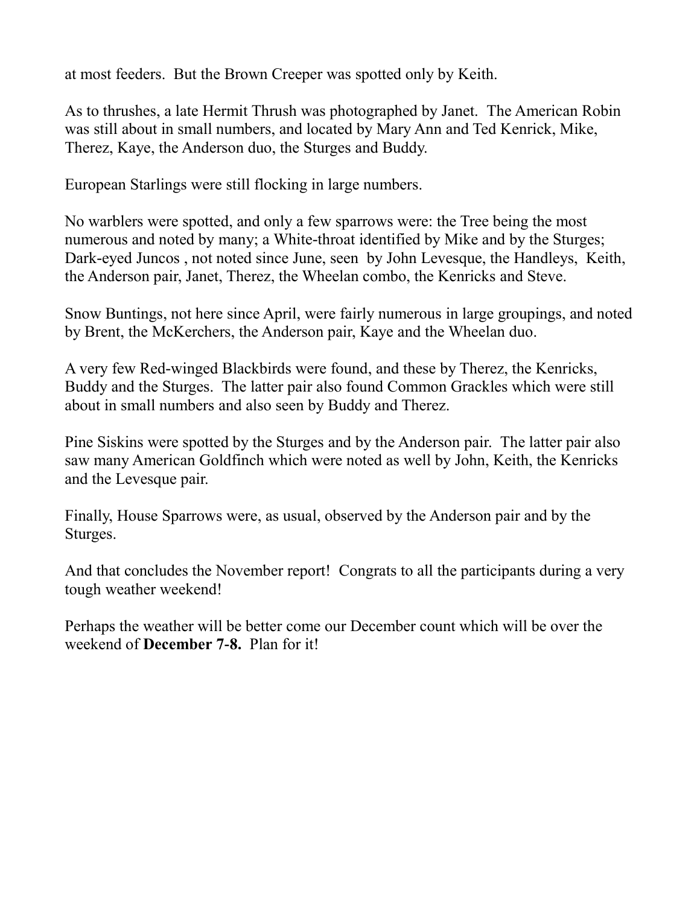at most feeders. But the Brown Creeper was spotted only by Keith.

As to thrushes, a late Hermit Thrush was photographed by Janet. The American Robin was still about in small numbers, and located by Mary Ann and Ted Kenrick, Mike, Therez, Kaye, the Anderson duo, the Sturges and Buddy.

European Starlings were still flocking in large numbers.

No warblers were spotted, and only a few sparrows were: the Tree being the most numerous and noted by many; a White-throat identified by Mike and by the Sturges; Dark-eyed Juncos , not noted since June, seen by John Levesque, the Handleys, Keith, the Anderson pair, Janet, Therez, the Wheelan combo, the Kenricks and Steve.

Snow Buntings, not here since April, were fairly numerous in large groupings, and noted by Brent, the McKerchers, the Anderson pair, Kaye and the Wheelan duo.

A very few Red-winged Blackbirds were found, and these by Therez, the Kenricks, Buddy and the Sturges. The latter pair also found Common Grackles which were still about in small numbers and also seen by Buddy and Therez.

Pine Siskins were spotted by the Sturges and by the Anderson pair. The latter pair also saw many American Goldfinch which were noted as well by John, Keith, the Kenricks and the Levesque pair.

Finally, House Sparrows were, as usual, observed by the Anderson pair and by the Sturges.

And that concludes the November report! Congrats to all the participants during a very tough weather weekend!

Perhaps the weather will be better come our December count which will be over the weekend of **December 7-8.** Plan for it!